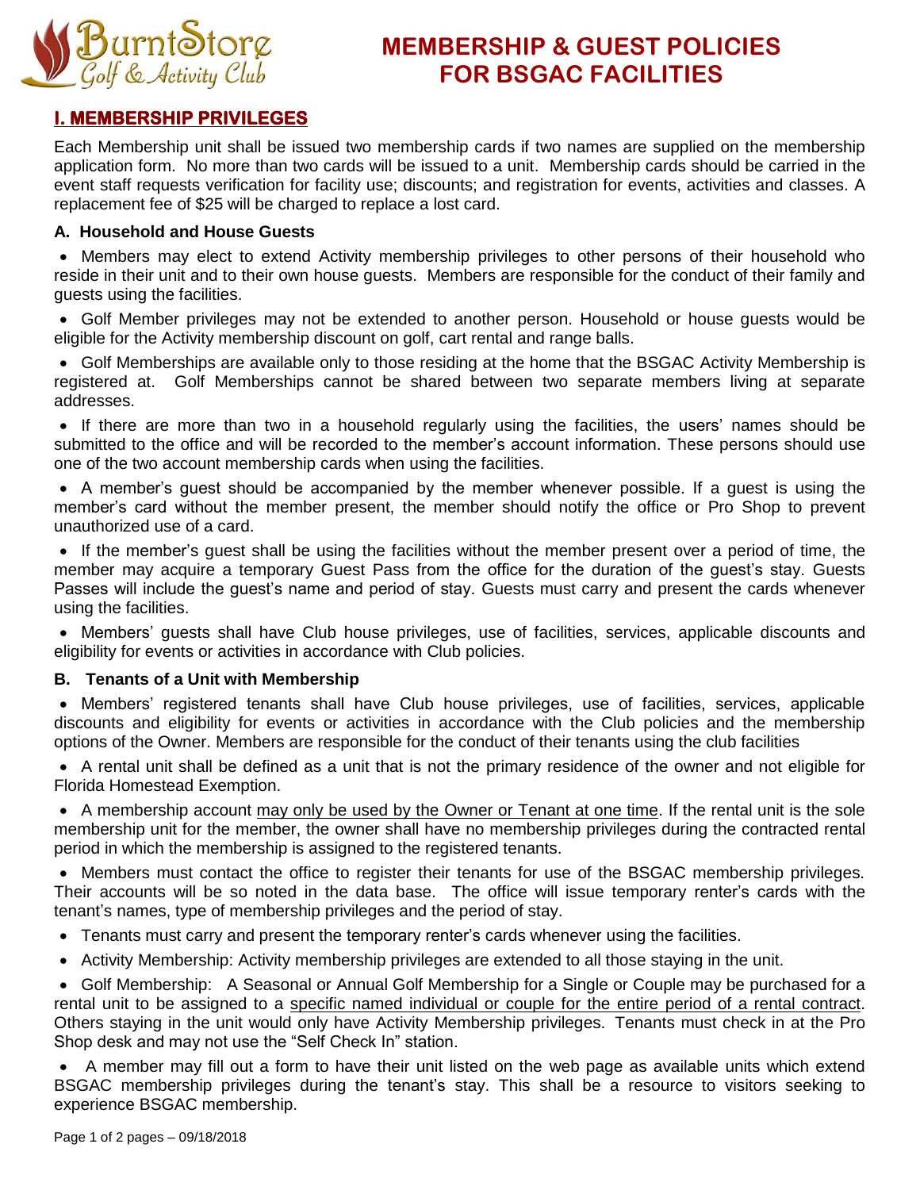# MEMBERSHIP & GUEST POLICIES FOR BSGAC FACILITIES

## I. MEMBERSHIP PRIVILEGES

Each Membership unit shall be issued two membership cards if two names are supplied on the membership application form. No more than two cards will be issued to a unit. Membership cards should be carried in the event staff requests verification for facility use; discounts; and registration for events, activities and classes. A replacement fee of $25 will be charged to replace a lost card.

### A. Household and House Guests

- Members may elect to extend Activity membership privileges to other persons of their household who reside in their unit and to their own house guests. Members are responsible for the conduct of their family and guests using the facilities.
- Golf Member privileges may not be extended to another person. Household or house guests would be eligible for the Activity membership discount on golf, cart rental and range balls.
- Golf Memberships are available only to those residing at the home that the BSGAC Activity Membership is registered at. Golf Memberships cannot be shared between two separate members living at separate addresses.
- If there are more than two in a household regularly using the facilities, the users' names should be submitted to the office and will be recorded to the member's account information. These persons should use one of the two account membership cards when using the facilities.
- A member's guest should be accompanied by the member whenever possible. If a guest is using the member's card without the member present, the member should notify the office or Pro Shop to prevent unauthorized use of a card.
- If the member's guest shall be using the facilities without the member present over a period of time, the member may acquire a temporary Guest Pass from the office for the duration of the guest's stay. Guests Passes will include the guest's name and period of stay. Guests must carry and present the cards whenever using the facilities.
- Members' guests shall have Club house privileges, use of facilities, services, applicable discounts and eligibility for events or activities in accordance with Club policies.

### B. Tenants of a Unit with Membership

- Members' registered tenants shall have Club house privileges, use of facilities, services, applicable discounts and eligibility for events or activities in accordance with the Club policies and the membership options of the Owner. Members are responsible for the conduct of their tenants using the club facilities
- A rental unit shall be defined as a unit that is not the primary residence of the owner and not eligible for Florida Homestead Exemption.
- A membership account <u>may only be used by the Owner or Tenant at one time</u>. If the rental unit is the sole membership unit for the member, the owner shall have no membership privileges during the contracted rental period in which the membership is assigned to the registered tenants.
- Members must contact the office to register their tenants for use of the BSGAC membership privileges. Their accounts will be so noted in the data base. The office will issue temporary renter's cards with the tenant's names, type of membership privileges and the period of stay.
- Tenants must carry and present the temporary renter's cards whenever using the facilities.
- Activity Membership: Activity membership privileges are extended to all those staying in the unit.
- Golf Membership: A Seasonal or Annual Golf Membership for a Single or Couple may be purchased for a rental unit to be assigned to a <u>specific named individual or couple for the entire period of a rental contract</u>. Others staying in the unit would only have Activity Membership privileges. Tenants must check in at the Pro Shop desk and may not use the "Self Check In" station.
- A member may fill out a form to have their unit listed on the web page as available units which extend BSGAC membership privileges during the tenant's stay. This shall be a resource to visitors seeking to experience BSGAC membership.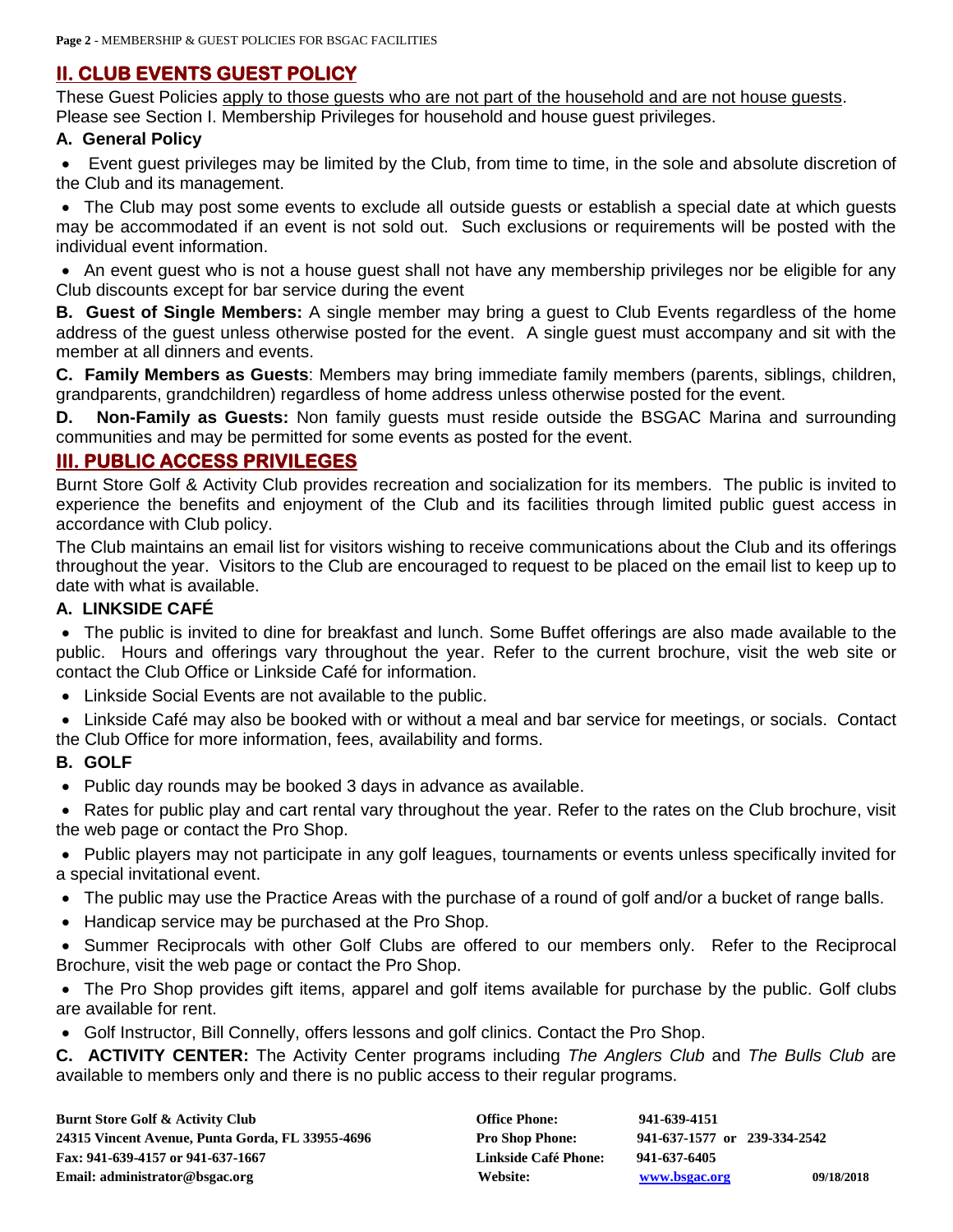## II. CLUB EVENTS GUEST POLICY

These Guest Policies apply to those guests who are not part of the household and are not house guests. Please see Section I. Membership Privileges for household and house guest privileges.

### A. General Policy

- Event guest privileges may be limited by the Club, from time to time, in the sole and absolute discretion of the Club and its management.
- The Club may post some events to exclude all outside guests or establish a special date at which guests may be accommodated if an event is not sold out. Such exclusions or requirements will be posted with the individual event information.
- An event guest who is not a house guest shall not have any membership privileges nor be eligible for any Club discounts except for bar service during the event

**B. Guest of Single Members:** A single member may bring a guest to Club Events regardless of the home address of the guest unless otherwise posted for the event. A single guest must accompany and sit with the member at all dinners and events.

**C. Family Members as Guests**: Members may bring immediate family members (parents, siblings, children, grandparents, grandchildren) regardless of home address unless otherwise posted for the event.

**D. Non-Family as Guests:** Non family guests must reside outside the BSGAC Marina and surrounding communities and may be permitted for some events as posted for the event.

## III. PUBLIC ACCESS PRIVILEGES

Burnt Store Golf & Activity Club provides recreation and socialization for its members. The public is invited to experience the benefits and enjoyment of the Club and its facilities through limited public guest access in accordance with Club policy.

The Club maintains an email list for visitors wishing to receive communications about the Club and its offerings throughout the year. Visitors to the Club are encouraged to request to be placed on the email list to keep up to date with what is available.

### A. LINKSIDE CAFÉ

- The public is invited to dine for breakfast and lunch. Some Buffet offerings are also made available to the public. Hours and offerings vary throughout the year. Refer to the current brochure, visit the web site or contact the Club Office or Linkside Café for information.
- Linkside Social Events are not available to the public.
- Linkside Café may also be booked with or without a meal and bar service for meetings, or socials. Contact the Club Office for more information, fees, availability and forms.

### B. GOLF

- Public day rounds may be booked 3 days in advance as available.
- Rates for public play and cart rental vary throughout the year. Refer to the rates on the Club brochure, visit the web page or contact the Pro Shop.
- Public players may not participate in any golf leagues, tournaments or events unless specifically invited for a special invitational event.
- The public may use the Practice Areas with the purchase of a round of golf and/or a bucket of range balls.
- Handicap service may be purchased at the Pro Shop.
- Summer Reciprocals with other Golf Clubs are offered to our members only. Refer to the Reciprocal Brochure, visit the web page or contact the Pro Shop.
- The Pro Shop provides gift items, apparel and golf items available for purchase by the public. Golf clubs are available for rent.
- Golf Instructor, Bill Connelly, offers lessons and golf clinics. Contact the Pro Shop.

**C. ACTIVITY CENTER:** The Activity Center programs including *The Anglers Club* and *The Bulls Club* are available to members only and there is no public access to their regular programs.

**Burnt Store Golf & Activity Club**
**24315 Vincent Avenue, Punta Gorda, FL 33955-4696**
**Fax: 941-639-4157 or 941-637-1667**
**Email: administrator@bsgac.org**

**Office Phone:** 941-639-4151
**Pro Shop Phone:** 941-637-1577 or 239-334-2542
**Linkside Café Phone:** 941-637-6405
**Website:** www.bsgac.org

09/18/2018